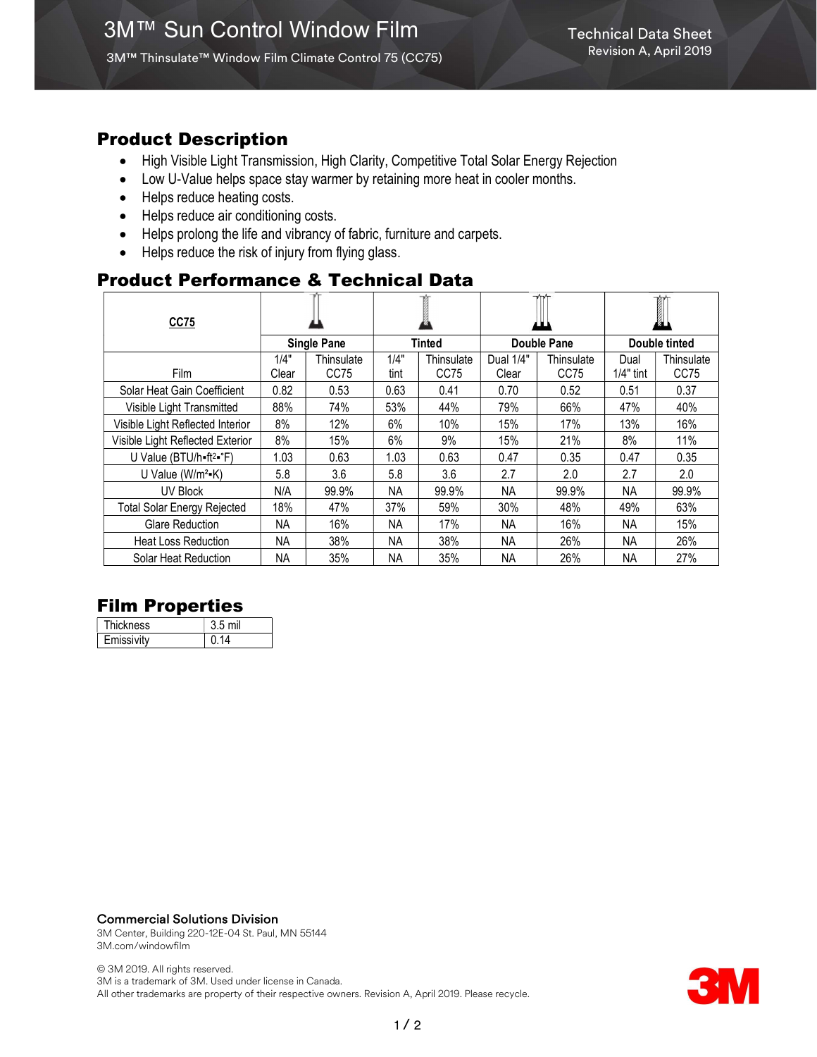# 3M™ Sun Control Window Film

3M™ Thinsulate™ Window Film Climate Control 75 (CC75)

Technical Data Sheet
Revision A, April 2019

## Product Description

- High Visible Light Transmission, High Clarity, Competitive Total Solar Energy Rejection
- Low U-Value helps space stay warmer by retaining more heat in cooler months.
- Helps reduce heating costs.
- Helps reduce air conditioning costs.
- Helps prolong the life and vibrancy of fabric, furniture and carpets.
- Helps reduce the risk of injury from flying glass.

## Product Performance & Technical Data

| CC75 | Single Pane | | Tinted | | Double Pane | | Double tinted | |
|---|---|---|---|---|---|---|---|---|
| Film | 1/4" Clear | Thinsulate CC75 | 1/4" tint | Thinsulate CC75 | Dual 1/4" Clear | Thinsulate CC75 | Dual 1/4" tint | Thinsulate CC75 |
| Solar Heat Gain Coefficient | 0.82 | 0.53 | 0.63 | 0.41 | 0.70 | 0.52 | 0.51 | 0.37 |
| Visible Light Transmitted | 88% | 74% | 53% | 44% | 79% | 66% | 47% | 40% |
| Visible Light Reflected Interior | 8% | 12% | 6% | 10% | 15% | 17% | 13% | 16% |
| Visible Light Reflected Exterior | 8% | 15% | 6% | 9% | 15% | 21% | 8% | 11% |
| U Value (BTU/h•ft²•°F) | 1.03 | 0.63 | 1.03 | 0.63 | 0.47 | 0.35 | 0.47 | 0.35 |
| U Value (W/m²•K) | 5.8 | 3.6 | 5.8 | 3.6 | 2.7 | 2.0 | 2.7 | 2.0 |
| UV Block | N/A | 99.9% | NA | 99.9% | NA | 99.9% | NA | 99.9% |
| Total Solar Energy Rejected | 18% | 47% | 37% | 59% | 30% | 48% | 49% | 63% |
| Glare Reduction | NA | 16% | NA | 17% | NA | 16% | NA | 15% |
| Heat Loss Reduction | NA | 38% | NA | 38% | NA | 26% | NA | 26% |
| Solar Heat Reduction | NA | 35% | NA | 35% | NA | 26% | NA | 27% |

## Film Properties

| Thickness | 3.5 mil |
|---|---|
| Emissivity | 0.14 |

**Commercial Solutions Division**
3M Center, Building 220-12E-04 St. Paul, MN 55144
3M.com/windowfilm

© 3M 2019. All rights reserved.
3M is a trademark of 3M. Used under license in Canada.
All other trademarks are property of their respective owners. Revision A, April 2019. Please recycle.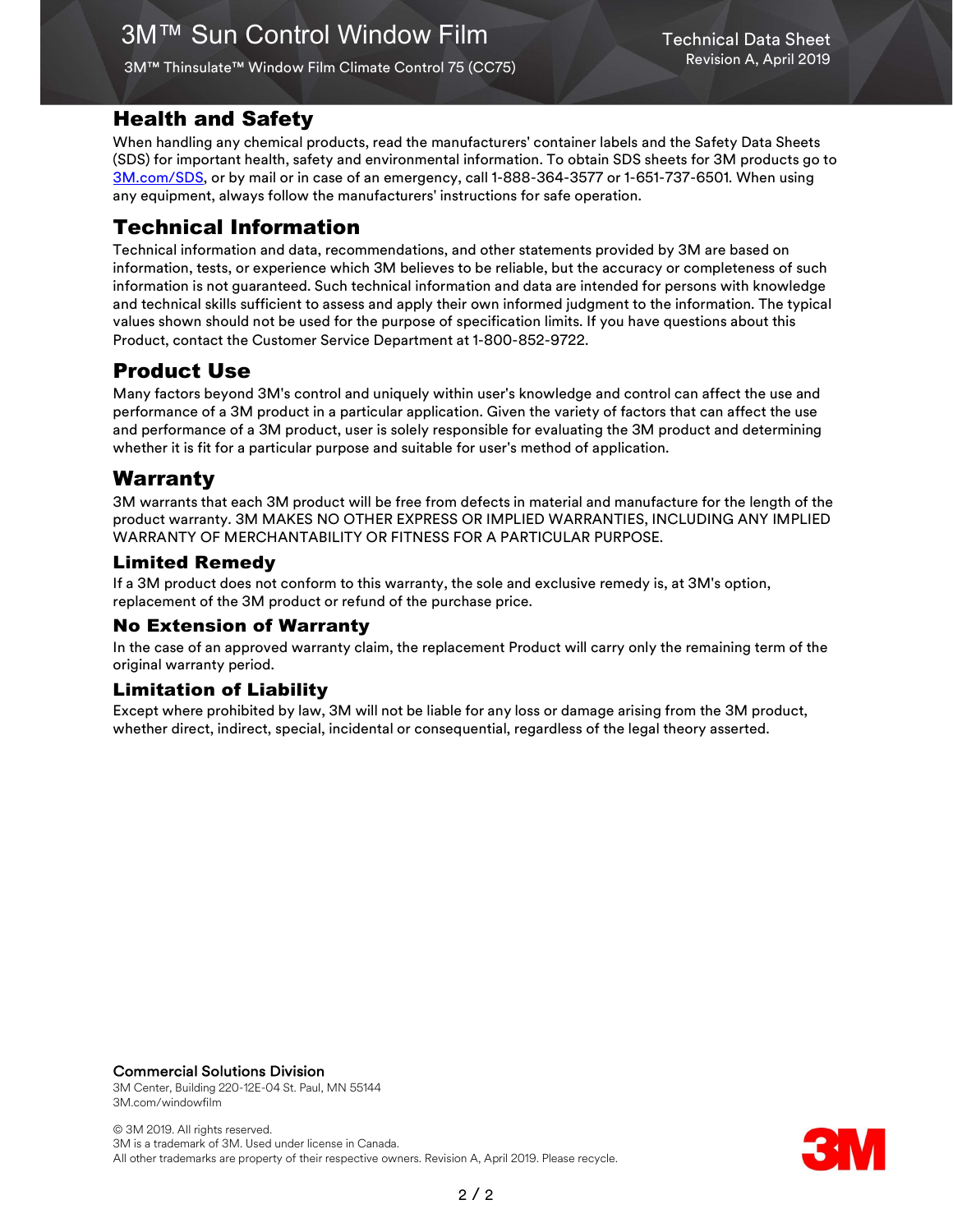## Health and Safety

When handling any chemical products, read the manufacturers' container labels and the Safety Data Sheets (SDS) for important health, safety and environmental information. To obtain SDS sheets for 3M products go to 3M.com/SDS, or by mail or in case of an emergency, call 1-888-364-3577 or 1-651-737-6501. When using any equipment, always follow the manufacturers' instructions for safe operation.

## Technical Information

Technical information and data, recommendations, and other statements provided by 3M are based on information, tests, or experience which 3M believes to be reliable, but the accuracy or completeness of such information is not guaranteed. Such technical information and data are intended for persons with knowledge and technical skills sufficient to assess and apply their own informed judgment to the information. The typical values shown should not be used for the purpose of specification limits. If you have questions about this Product, contact the Customer Service Department at 1-800-852-9722.

## Product Use

Many factors beyond 3M's control and uniquely within user's knowledge and control can affect the use and performance of a 3M product in a particular application. Given the variety of factors that can affect the use and performance of a 3M product, user is solely responsible for evaluating the 3M product and determining whether it is fit for a particular purpose and suitable for user's method of application.

## Warranty

3M warrants that each 3M product will be free from defects in material and manufacture for the length of the product warranty. 3M MAKES NO OTHER EXPRESS OR IMPLIED WARRANTIES, INCLUDING ANY IMPLIED WARRANTY OF MERCHANTABILITY OR FITNESS FOR A PARTICULAR PURPOSE.

### Limited Remedy

If a 3M product does not conform to this warranty, the sole and exclusive remedy is, at 3M's option, replacement of the 3M product or refund of the purchase price.

### No Extension of Warranty

In the case of an approved warranty claim, the replacement Product will carry only the remaining term of the original warranty period.

### Limitation of Liability

Except where prohibited by law, 3M will not be liable for any loss or damage arising from the 3M product, whether direct, indirect, special, incidental or consequential, regardless of the legal theory asserted.

**Commercial Solutions Division**
3M Center, Building 220-12E-04 St. Paul, MN 55144
3M.com/windowfilm

© 3M 2019. All rights reserved.
3M is a trademark of 3M. Used under license in Canada.
All other trademarks are property of their respective owners. Revision A, April 2019. Please recycle.